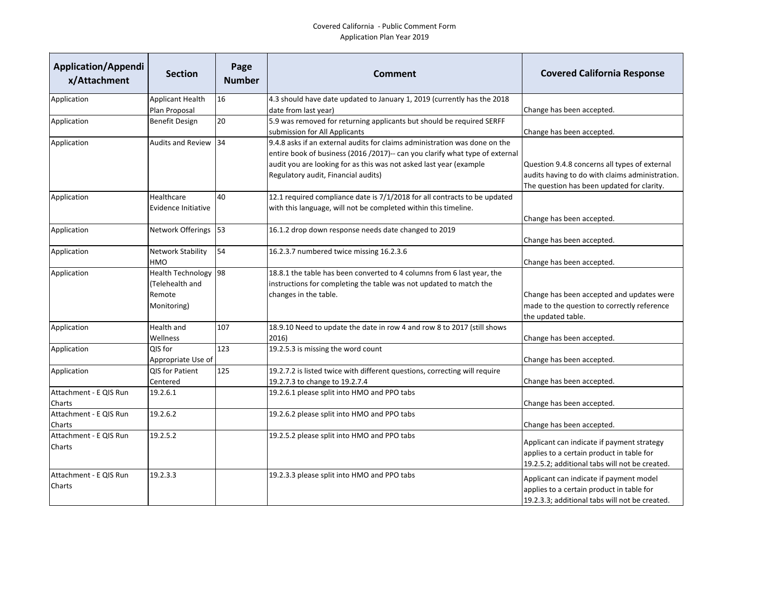Covered California - Public Comment Form
Application Plan Year 2019

| Application/Appendix/Attachment | Section | Page Number | Comment | Covered California Response |
|---|---|---|---|---|
| Application | Applicant Health Plan Proposal | 16 | 4.3 should have date updated to January 1, 2019 (currently has the 2018 date from last year) | Change has been accepted. |
| Application | Benefit Design | 20 | 5.9 was removed for returning applicants but should be required SERFF submission for All Applicants | Change has been accepted. |
| Application | Audits and Review | 34 | 9.4.8 asks if an external audits for claims administration was done on the entire book of business (2016 /2017)-- can you clarify what type of external audit you are looking for as this was not asked last year (example Regulatory audit, Financial audits) | Question 9.4.8 concerns all types of external audits having to do with claims administration. The question has been updated for clarity. |
| Application | Healthcare Evidence Initiative | 40 | 12.1 required compliance date is 7/1/2018 for all contracts to be updated with this language, will not be completed within this timeline. | Change has been accepted. |
| Application | Network Offerings | 53 | 16.1.2 drop down response needs date changed to 2019 | Change has been accepted. |
| Application | Network Stability HMO | 54 | 16.2.3.7 numbered twice missing 16.2.3.6 | Change has been accepted. |
| Application | Health Technology (Telehealth and Remote Monitoring) | 98 | 18.8.1 the table has been converted to 4 columns from 6 last year, the instructions for completing the table was not updated to match the changes in the table. | Change has been accepted and updates were made to the question to correctly reference the updated table. |
| Application | Health and Wellness | 107 | 18.9.10 Need to update the date in row 4 and row 8 to 2017 (still shows 2016) | Change has been accepted. |
| Application | QIS for Appropriate Use of | 123 | 19.2.5.3 is missing the word count | Change has been accepted. |
| Application | QIS for Patient Centered | 125 | 19.2.7.2 is listed twice with different questions, correcting will require 19.2.7.3 to change to 19.2.7.4 | Change has been accepted. |
| Attachment - E QIS Run Charts | 19.2.6.1 | | 19.2.6.1 please split into HMO and PPO tabs | Change has been accepted. |
| Attachment - E QIS Run Charts | 19.2.6.2 | | 19.2.6.2 please split into HMO and PPO tabs | Change has been accepted. |
| Attachment - E QIS Run Charts | 19.2.5.2 | | 19.2.5.2 please split into HMO and PPO tabs | Applicant can indicate if payment strategy applies to a certain product in table for 19.2.5.2; additional tabs will not be created. |
| Attachment - E QIS Run Charts | 19.2.3.3 | | 19.2.3.3 please split into HMO and PPO tabs | Applicant can indicate if payment model applies to a certain product in table for 19.2.3.3; additional tabs will not be created. |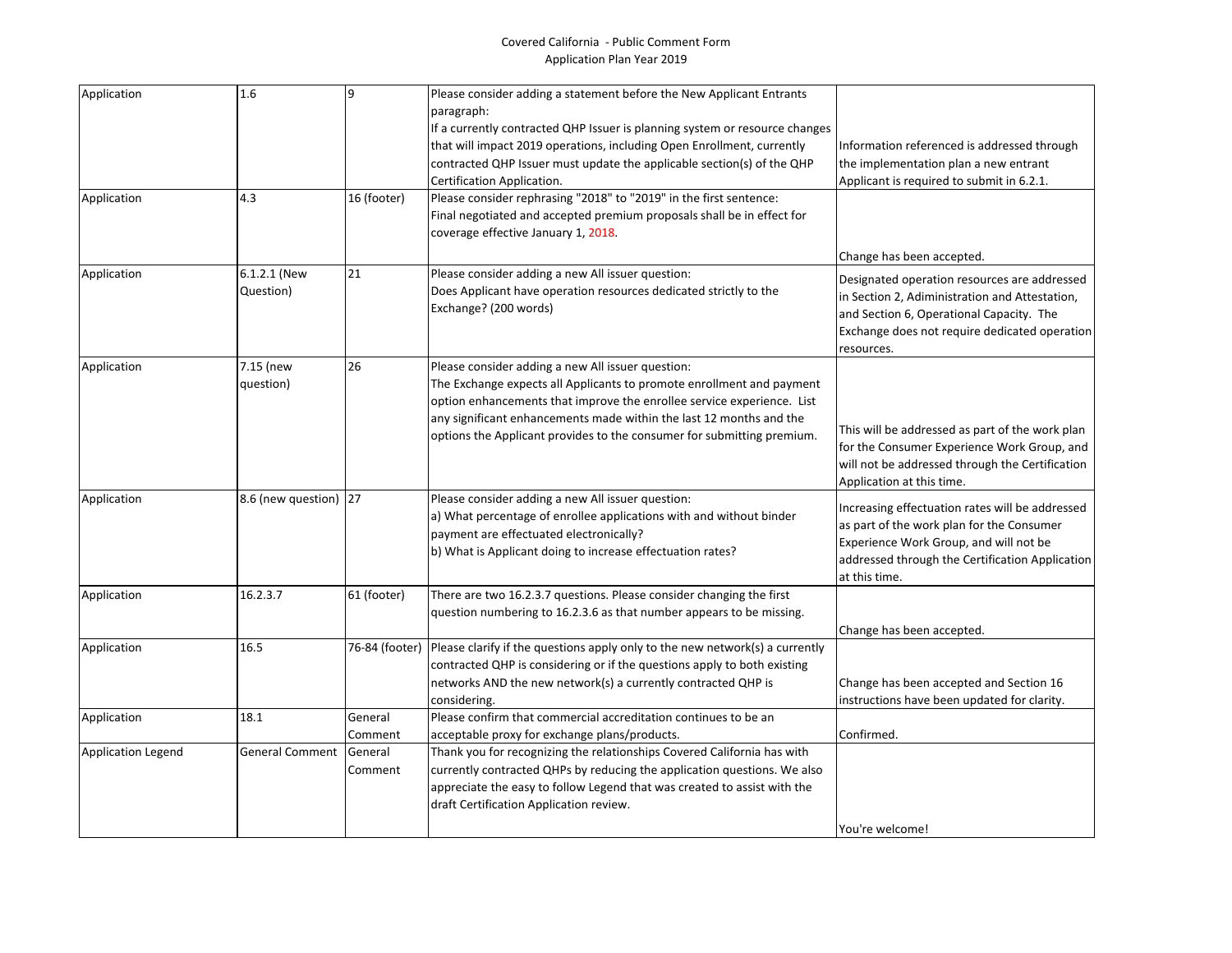Covered California - Public Comment Form
Application Plan Year 2019

| | | | | |
|---|---|---|---|---|
| Application | 1.6 | 9 | Please consider adding a statement before the New Applicant Entrants paragraph:<br>If a currently contracted QHP Issuer is planning system or resource changes that will impact 2019 operations, including Open Enrollment, currently contracted QHP Issuer must update the applicable section(s) of the QHP Certification Application. | Information referenced is addressed through the implementation plan a new entrant Applicant is required to submit in 6.2.1. |
| Application | 4.3 | 16 (footer) | Please consider rephrasing "2018" to "2019" in the first sentence:<br>Final negotiated and accepted premium proposals shall be in effect for coverage effective January 1, 2018. | Change has been accepted. |
| Application | 6.1.2.1 (New Question) | 21 | Please consider adding a new All issuer question:<br>Does Applicant have operation resources dedicated strictly to the Exchange? (200 words) | Designated operation resources are addressed in Section 2, Adiministration and Attestation, and Section 6, Operational Capacity. The Exchange does not require dedicated operation resources. |
| Application | 7.15 (new question) | 26 | Please consider adding a new All issuer question:<br>The Exchange expects all Applicants to promote enrollment and payment option enhancements that improve the enrollee service experience. List any significant enhancements made within the last 12 months and the options the Applicant provides to the consumer for submitting premium. | This will be addressed as part of the work plan for the Consumer Experience Work Group, and will not be addressed through the Certification Application at this time. |
| Application | 8.6 (new question) | 27 | Please consider adding a new All issuer question:<br>a) What percentage of enrollee applications with and without binder payment are effectuated electronically?<br>b) What is Applicant doing to increase effectuation rates? | Increasing effectuation rates will be addressed as part of the work plan for the Consumer Experience Work Group, and will not be addressed through the Certification Application at this time. |
| Application | 16.2.3.7 | 61 (footer) | There are two 16.2.3.7 questions. Please consider changing the first question numbering to 16.2.3.6 as that number appears to be missing. | Change has been accepted. |
| Application | 16.5 | 76-84 (footer) | Please clarify if the questions apply only to the new network(s) a currently contracted QHP is considering or if the questions apply to both existing networks AND the new network(s) a currently contracted QHP is considering. | Change has been accepted and Section 16 instructions have been updated for clarity. |
| Application | 18.1 | General Comment | Please confirm that commercial accreditation continues to be an acceptable proxy for exchange plans/products. | Confirmed. |
| Application Legend | General Comment | General Comment | Thank you for recognizing the relationships Covered California has with currently contracted QHPs by reducing the application questions. We also appreciate the easy to follow Legend that was created to assist with the draft Certification Application review. | You're welcome! |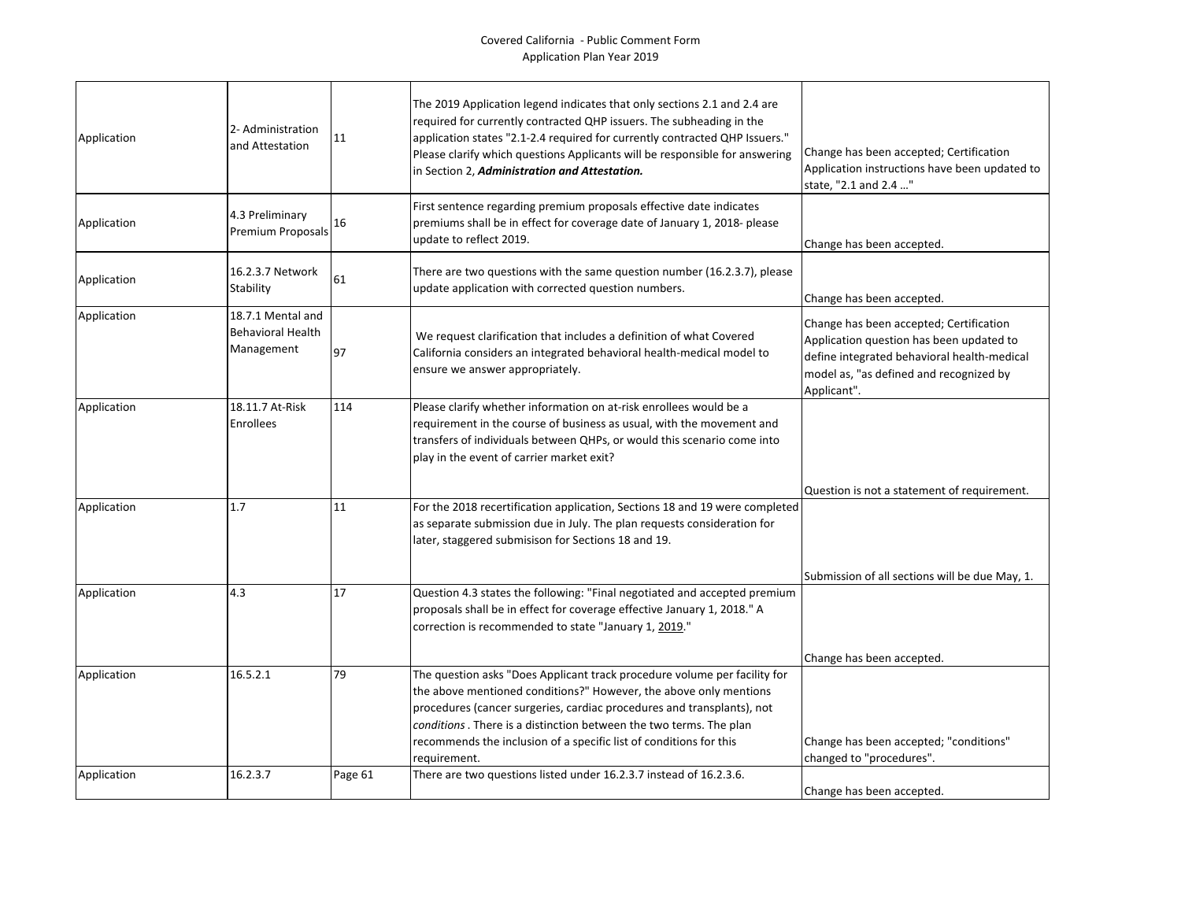| | | | | |
|---|---|---|---|---|
| Application | 2- Administration and Attestation | 11 | The 2019 Application legend indicates that only sections 2.1 and 2.4 are required for currently contracted QHP issuers. The subheading in the application states "2.1-2.4 required for currently contracted QHP Issuers." Please clarify which questions Applicants will be responsible for answering in Section 2, ***Administration and Attestation.*** | Change has been accepted; Certification Application instructions have been updated to state, "2.1 and 2.4 ..." |
| Application | 4.3 Preliminary Premium Proposals | 16 | First sentence regarding premium proposals effective date indicates premiums shall be in effect for coverage date of January 1, 2018- please update to reflect 2019. | Change has been accepted. |
| Application | 16.2.3.7 Network Stability | 61 | There are two questions with the same question number (16.2.3.7), please update application with corrected question numbers. | Change has been accepted. |
| Application | 18.7.1 Mental and Behavioral Health Management | 97 | We request clarification that includes a definition of what Covered California considers an integrated behavioral health-medical model to ensure we answer appropriately. | Change has been accepted; Certification Application question has been updated to define integrated behavioral health-medical model as, "as defined and recognized by Applicant". |
| Application | 18.11.7 At-Risk Enrollees | 114 | Please clarify whether information on at-risk enrollees would be a requirement in the course of business as usual, with the movement and transfers of individuals between QHPs, or would this scenario come into play in the event of carrier market exit? | Question is not a statement of requirement. |
| Application | 1.7 | 11 | For the 2018 recertification application, Sections 18 and 19 were completed as separate submission due in July. The plan requests consideration for later, staggered submisison for Sections 18 and 19. | Submission of all sections will be due May, 1. |
| Application | 4.3 | 17 | Question 4.3 states the following: "Final negotiated and accepted premium proposals shall be in effect for coverage effective January 1, 2018." A correction is recommended to state "January 1, 2019." | Change has been accepted. |
| Application | 16.5.2.1 | 79 | The question asks "Does Applicant track procedure volume per facility for the above mentioned conditions?" However, the above only mentions procedures (cancer surgeries, cardiac procedures and transplants), not *conditions*. There is a distinction between the two terms. The plan recommends the inclusion of a specific list of conditions for this requirement. | Change has been accepted; "conditions" changed to "procedures". |
| Application | 16.2.3.7 | Page 61 | There are two questions listed under 16.2.3.7 instead of 16.2.3.6. | Change has been accepted. |